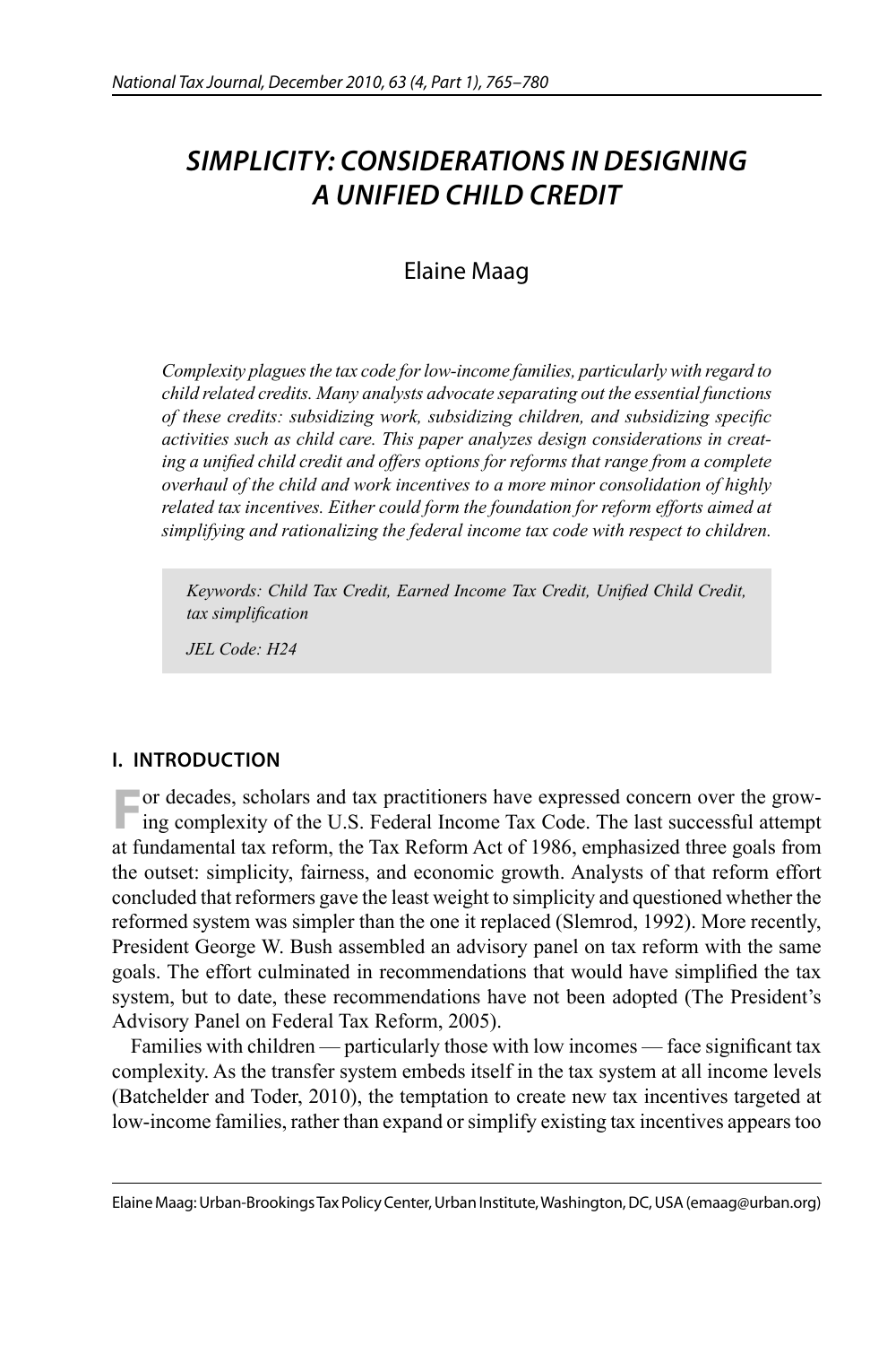# *SIMPLICITY: CONSIDERATIONS IN DESIGNING A UNIFIED CHILD CREDIT*

Elaine Maag

*Complexity plagues the tax code for low-income families, particularly with regard to child related credits. Many analysts advocate separating out the essential functions of these credits: subsidizing work, subsidizing children, and subsidizing specific activities such as child care. This paper analyzes design considerations in creating a unified child credit and offers options for reforms that range from a complete overhaul of the child and work incentives to a more minor consolidation of highly related tax incentives. Either could form the foundation for reform efforts aimed at simplifying and rationalizing the federal income tax code with respect to children.*

*Keywords: Child Tax Credit, Earned Income Tax Credit, Unified Child Credit, tax simplification*

*JEL Code: H24*

## I. INTRODUCTION

For decades, scholars and tax practitioners have expressed concern over the growing complexity of the U.S. Federal Income Tax Code. The last successful attempt at fundamental tax reform, the Tax Reform Act of 1986, emphasized three goals from the outset: simplicity, fairness, and economic growth. Analysts of that reform effort concluded that reformers gave the least weight to simplicity and questioned whether the reformed system was simpler than the one it replaced (Slemrod, 1992). More recently, President George W. Bush assembled an advisory panel on tax reform with the same goals. The effort culminated in recommendations that would have simplified the tax system, but to date, these recommendations have not been adopted (The President's Advisory Panel on Federal Tax Reform, 2005).

Families with children — particularly those with low incomes — face significant tax complexity. As the transfer system embeds itself in the tax system at all income levels (Batchelder and Toder, 2010), the temptation to create new tax incentives targeted at low-income families, rather than expand or simplify existing tax incentives appears too

Elaine Maag: Urban-Brookings Tax Policy Center, Urban Institute, Washington, DC, USA (emaag@urban.org)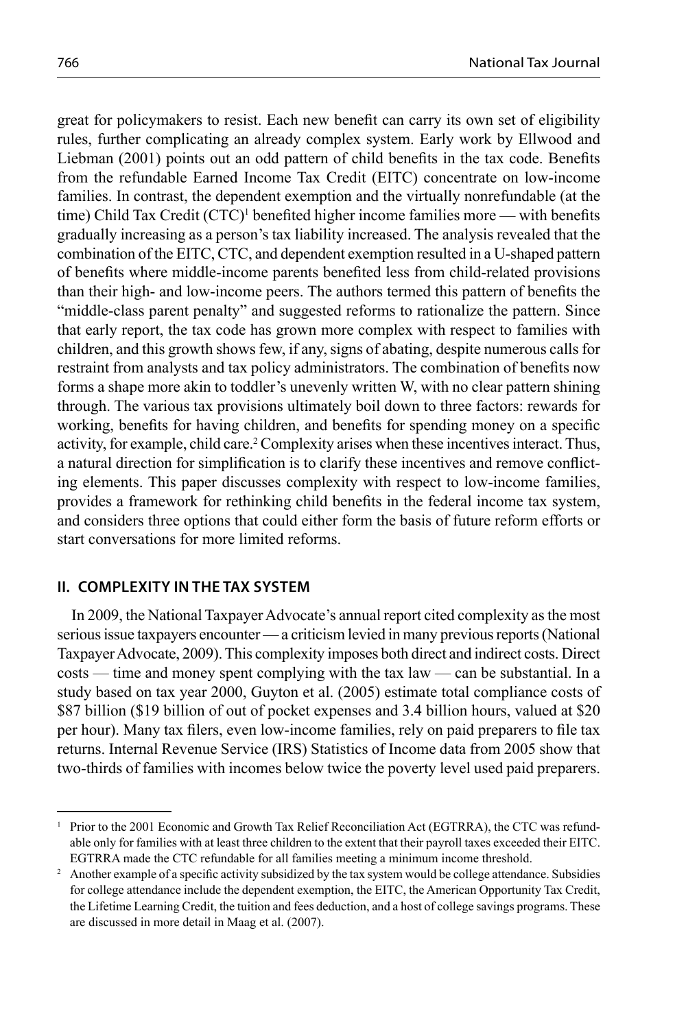great for policymakers to resist. Each new benefit can carry its own set of eligibility rules, further complicating an already complex system. Early work by Ellwood and Liebman (2001) points out an odd pattern of child benefits in the tax code. Benefits from the refundable Earned Income Tax Credit (EITC) concentrate on low-income families. In contrast, the dependent exemption and the virtually nonrefundable (at the time) Child Tax Credit (CTC)[1] benefited higher income families more — with benefits gradually increasing as a person's tax liability increased. The analysis revealed that the combination of the EITC, CTC, and dependent exemption resulted in a U-shaped pattern of benefits where middle-income parents benefited less from child-related provisions than their high- and low-income peers. The authors termed this pattern of benefits the "middle-class parent penalty" and suggested reforms to rationalize the pattern. Since that early report, the tax code has grown more complex with respect to families with children, and this growth shows few, if any, signs of abating, despite numerous calls for restraint from analysts and tax policy administrators. The combination of benefits now forms a shape more akin to toddler's unevenly written W, with no clear pattern shining through. The various tax provisions ultimately boil down to three factors: rewards for working, benefits for having children, and benefits for spending money on a specific activity, for example, child care.[2] Complexity arises when these incentives interact. Thus, a natural direction for simplification is to clarify these incentives and remove conflicting elements. This paper discusses complexity with respect to low-income families, provides a framework for rethinking child benefits in the federal income tax system, and considers three options that could either form the basis of future reform efforts or start conversations for more limited reforms.

## II. COMPLEXITY IN THE TAX SYSTEM

In 2009, the National Taxpayer Advocate's annual report cited complexity as the most serious issue taxpayers encounter — a criticism levied in many previous reports (National Taxpayer Advocate, 2009). This complexity imposes both direct and indirect costs. Direct costs — time and money spent complying with the tax law — can be substantial. In a study based on tax year 2000, Guyton et al. (2005) estimate total compliance costs of \$87 billion (\$19 billion of out of pocket expenses and 3.4 billion hours, valued at \$20 per hour). Many tax filers, even low-income families, rely on paid preparers to file tax returns. Internal Revenue Service (IRS) Statistics of Income data from 2005 show that two-thirds of families with incomes below twice the poverty level used paid preparers.

[1] Prior to the 2001 Economic and Growth Tax Relief Reconciliation Act (EGTRRA), the CTC was refundable only for families with at least three children to the extent that their payroll taxes exceeded their EITC. EGTRRA made the CTC refundable for all families meeting a minimum income threshold.

[2] Another example of a specific activity subsidized by the tax system would be college attendance. Subsidies for college attendance include the dependent exemption, the EITC, the American Opportunity Tax Credit, the Lifetime Learning Credit, the tuition and fees deduction, and a host of college savings programs. These are discussed in more detail in Maag et al. (2007).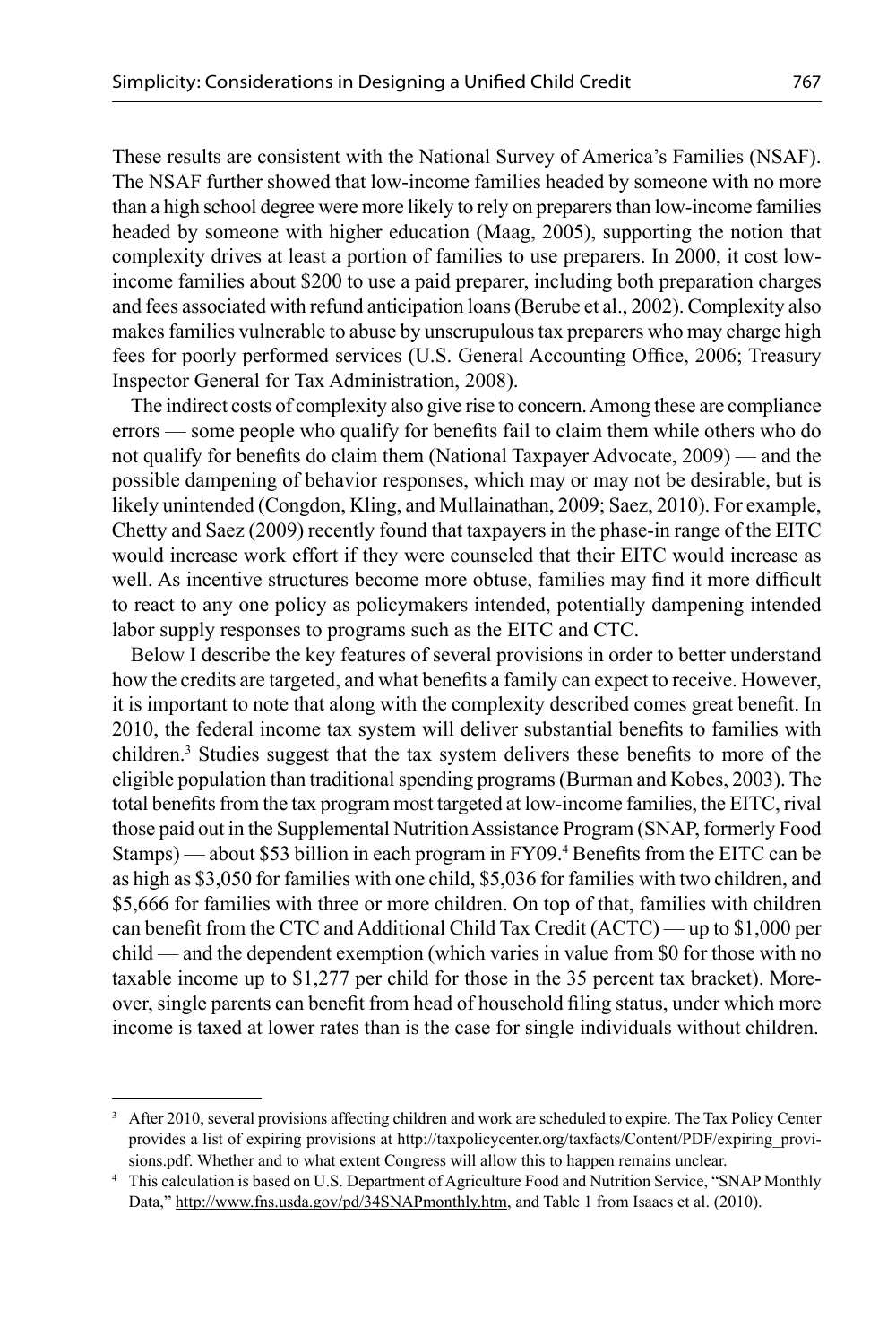These results are consistent with the National Survey of America's Families (NSAF). The NSAF further showed that low-income families headed by someone with no more than a high school degree were more likely to rely on preparers than low-income families headed by someone with higher education (Maag, 2005), supporting the notion that complexity drives at least a portion of families to use preparers. In 2000, it cost low-income families about $200 to use a paid preparer, including both preparation charges and fees associated with refund anticipation loans (Berube et al., 2002). Complexity also makes families vulnerable to abuse by unscrupulous tax preparers who may charge high fees for poorly performed services (U.S. General Accounting Office, 2006; Treasury Inspector General for Tax Administration, 2008).

The indirect costs of complexity also give rise to concern. Among these are compliance errors — some people who qualify for benefits fail to claim them while others who do not qualify for benefits do claim them (National Taxpayer Advocate, 2009) — and the possible dampening of behavior responses, which may or may not be desirable, but is likely unintended (Congdon, Kling, and Mullainathan, 2009; Saez, 2010). For example, Chetty and Saez (2009) recently found that taxpayers in the phase-in range of the EITC would increase work effort if they were counseled that their EITC would increase as well. As incentive structures become more obtuse, families may find it more difficult to react to any one policy as policymakers intended, potentially dampening intended labor supply responses to programs such as the EITC and CTC.

Below I describe the key features of several provisions in order to better understand how the credits are targeted, and what benefits a family can expect to receive. However, it is important to note that along with the complexity described comes great benefit. In 2010, the federal income tax system will deliver substantial benefits to families with children.[3] Studies suggest that the tax system delivers these benefits to more of the eligible population than traditional spending programs (Burman and Kobes, 2003). The total benefits from the tax program most targeted at low-income families, the EITC, rival those paid out in the Supplemental Nutrition Assistance Program (SNAP, formerly Food Stamps) — about $53 billion in each program in FY09.[4] Benefits from the EITC can be as high as $3,050 for families with one child, $5,036 for families with two children, and $5,666 for families with three or more children. On top of that, families with children can benefit from the CTC and Additional Child Tax Credit (ACTC) — up to $1,000 per child — and the dependent exemption (which varies in value from $0 for those with no taxable income up to $1,277 per child for those in the 35 percent tax bracket). Moreover, single parents can benefit from head of household filing status, under which more income is taxed at lower rates than is the case for single individuals without children.

---

[3] After 2010, several provisions affecting children and work are scheduled to expire. The Tax Policy Center provides a list of expiring provisions at http://taxpolicycenter.org/taxfacts/Content/PDF/expiring_provisions.pdf. Whether and to what extent Congress will allow this to happen remains unclear.

[4] This calculation is based on U.S. Department of Agriculture Food and Nutrition Service, "SNAP Monthly Data," http://www.fns.usda.gov/pd/34SNAPmonthly.htm, and Table 1 from Isaacs et al. (2010).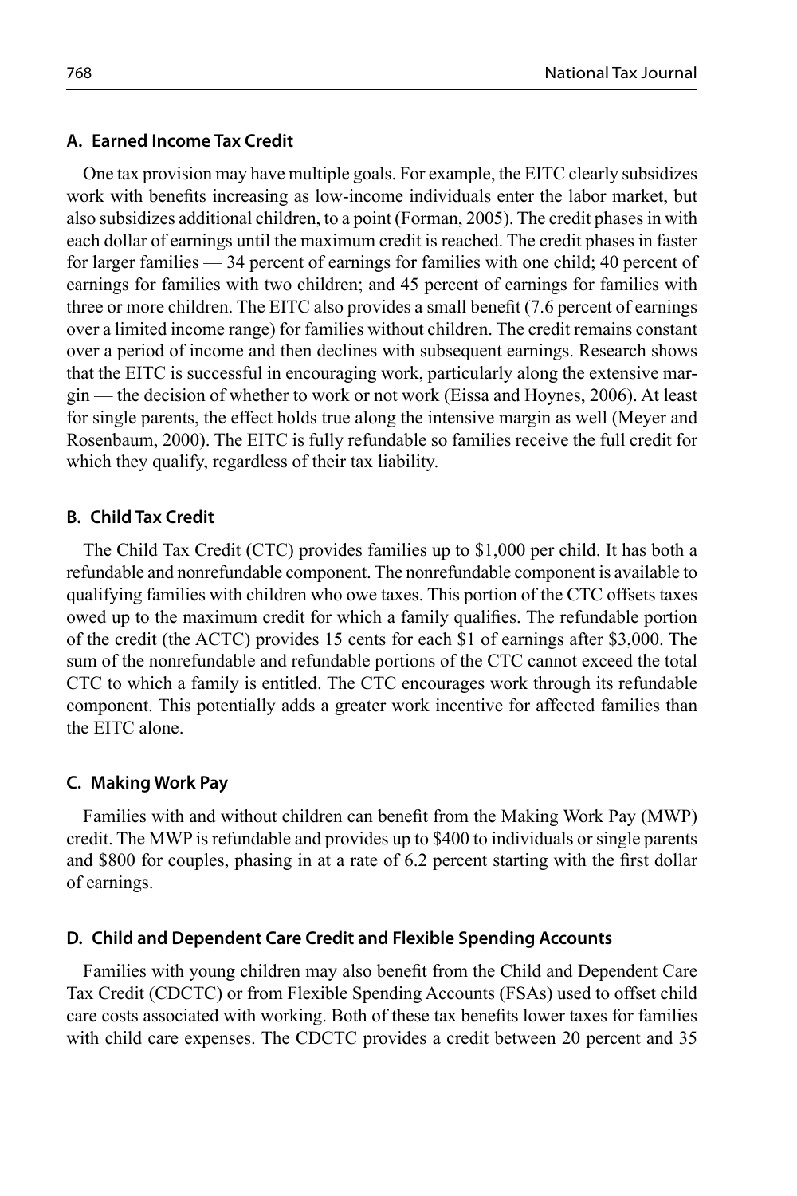### A. Earned Income Tax Credit

One tax provision may have multiple goals. For example, the EITC clearly subsidizes work with benefits increasing as low-income individuals enter the labor market, but also subsidizes additional children, to a point (Forman, 2005). The credit phases in with each dollar of earnings until the maximum credit is reached. The credit phases in faster for larger families — 34 percent of earnings for families with one child; 40 percent of earnings for families with two children; and 45 percent of earnings for families with three or more children. The EITC also provides a small benefit (7.6 percent of earnings over a limited income range) for families without children. The credit remains constant over a period of income and then declines with subsequent earnings. Research shows that the EITC is successful in encouraging work, particularly along the extensive margin — the decision of whether to work or not work (Eissa and Hoynes, 2006). At least for single parents, the effect holds true along the intensive margin as well (Meyer and Rosenbaum, 2000). The EITC is fully refundable so families receive the full credit for which they qualify, regardless of their tax liability.

### B. Child Tax Credit

The Child Tax Credit (CTC) provides families up to $1,000 per child. It has both a refundable and nonrefundable component. The nonrefundable component is available to qualifying families with children who owe taxes. This portion of the CTC offsets taxes owed up to the maximum credit for which a family qualifies. The refundable portion of the credit (the ACTC) provides 15 cents for each $1 of earnings after $3,000. The sum of the nonrefundable and refundable portions of the CTC cannot exceed the total CTC to which a family is entitled. The CTC encourages work through its refundable component. This potentially adds a greater work incentive for affected families than the EITC alone.

### C. Making Work Pay

Families with and without children can benefit from the Making Work Pay (MWP) credit. The MWP is refundable and provides up to $400 to individuals or single parents and $800 for couples, phasing in at a rate of 6.2 percent starting with the first dollar of earnings.

### D. Child and Dependent Care Credit and Flexible Spending Accounts

Families with young children may also benefit from the Child and Dependent Care Tax Credit (CDCTC) or from Flexible Spending Accounts (FSAs) used to offset child care costs associated with working. Both of these tax benefits lower taxes for families with child care expenses. The CDCTC provides a credit between 20 percent and 35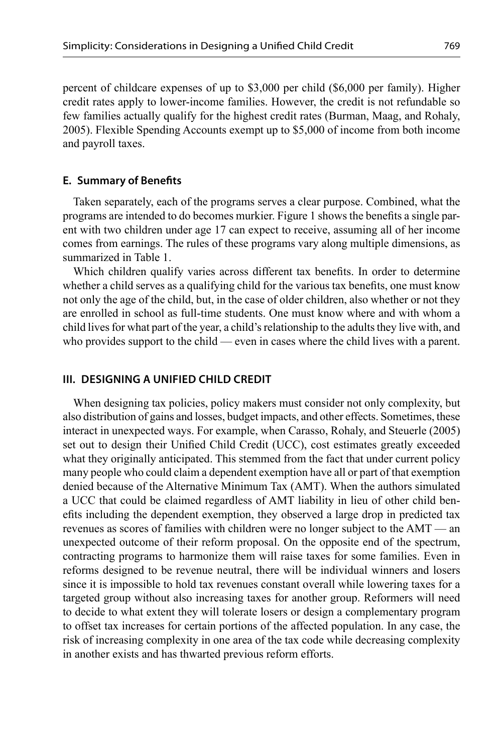percent of childcare expenses of up to $3,000 per child ($6,000 per family). Higher credit rates apply to lower-income families. However, the credit is not refundable so few families actually qualify for the highest credit rates (Burman, Maag, and Rohaly, 2005). Flexible Spending Accounts exempt up to $5,000 of income from both income and payroll taxes.

### E. Summary of Benefits

Taken separately, each of the programs serves a clear purpose. Combined, what the programs are intended to do becomes murkier. Figure 1 shows the benefits a single parent with two children under age 17 can expect to receive, assuming all of her income comes from earnings. The rules of these programs vary along multiple dimensions, as summarized in Table 1.

Which children qualify varies across different tax benefits. In order to determine whether a child serves as a qualifying child for the various tax benefits, one must know not only the age of the child, but, in the case of older children, also whether or not they are enrolled in school as full-time students. One must know where and with whom a child lives for what part of the year, a child's relationship to the adults they live with, and who provides support to the child — even in cases where the child lives with a parent.

## III. DESIGNING A UNIFIED CHILD CREDIT

When designing tax policies, policy makers must consider not only complexity, but also distribution of gains and losses, budget impacts, and other effects. Sometimes, these interact in unexpected ways. For example, when Carasso, Rohaly, and Steuerle (2005) set out to design their Unified Child Credit (UCC), cost estimates greatly exceeded what they originally anticipated. This stemmed from the fact that under current policy many people who could claim a dependent exemption have all or part of that exemption denied because of the Alternative Minimum Tax (AMT). When the authors simulated a UCC that could be claimed regardless of AMT liability in lieu of other child benefits including the dependent exemption, they observed a large drop in predicted tax revenues as scores of families with children were no longer subject to the AMT — an unexpected outcome of their reform proposal. On the opposite end of the spectrum, contracting programs to harmonize them will raise taxes for some families. Even in reforms designed to be revenue neutral, there will be individual winners and losers since it is impossible to hold tax revenues constant overall while lowering taxes for a targeted group without also increasing taxes for another group. Reformers will need to decide to what extent they will tolerate losers or design a complementary program to offset tax increases for certain portions of the affected population. In any case, the risk of increasing complexity in one area of the tax code while decreasing complexity in another exists and has thwarted previous reform efforts.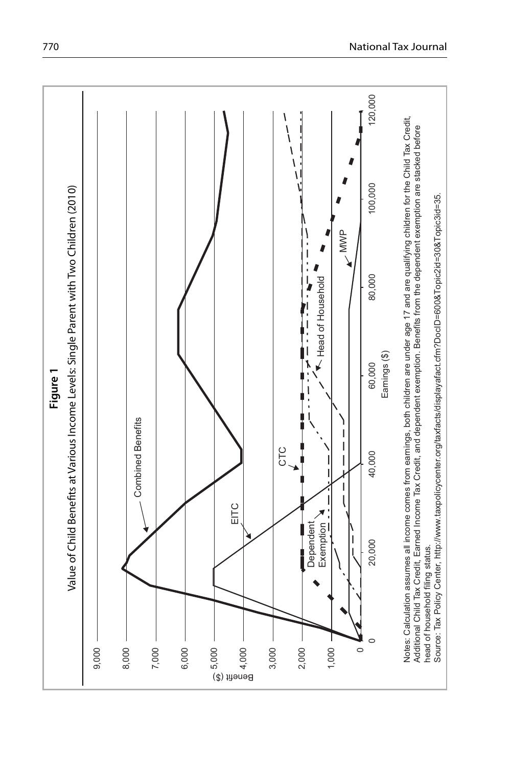**Figure 1**

Value of Child Benefits at Various Income Levels: Single Parent with Two Children (2010)

Notes: Calculation assumes all income comes from earnings, both children are under age 17 and are qualifying children for the Child Tax Credit, Additional Child Tax Credit, Earned Income Tax Credit, and dependent exemption. Benefits from the dependent exemption are stacked before head of household filing status.

Source: Tax Policy Center, http://www.taxpolicycenter.org/taxfacts/displayafact.cfm?DocID=600&Topic2id=30&Topic3id=35.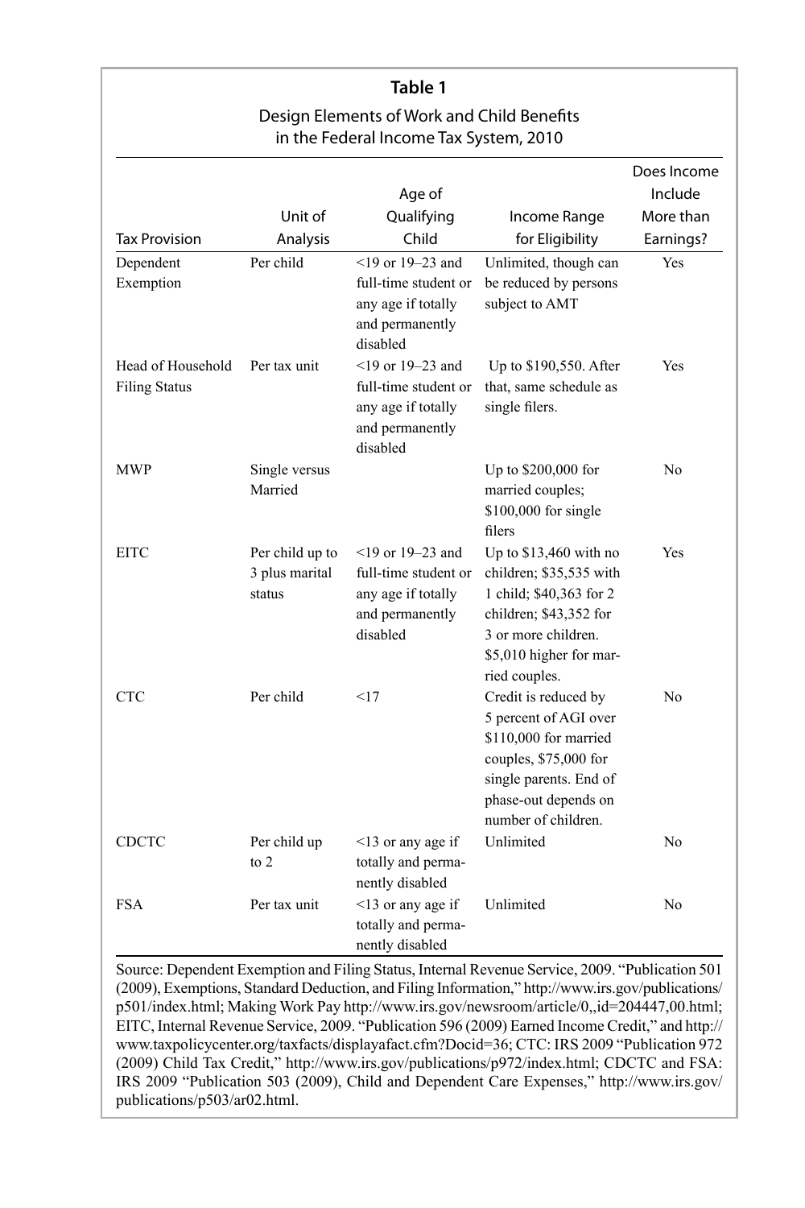**Table 1**

Design Elements of Work and Child Benefits in the Federal Income Tax System, 2010

| Tax Provision | Unit of Analysis | Age of Qualifying Child | Income Range for Eligibility | Does Income Include More than Earnings? |
|---|---|---|---|---|
| Dependent Exemption | Per child | <19 or 19–23 and full-time student or any age if totally and permanently disabled | Unlimited, though can be reduced by persons subject to AMT | Yes |
| Head of Household Filing Status | Per tax unit | <19 or 19–23 and full-time student or any age if totally and permanently disabled | Up to $190,550. After that, same schedule as single filers. | Yes |
| MWP | Single versus Married | | Up to $200,000 for married couples; $100,000 for single filers | No |
| EITC | Per child up to 3 plus marital status | <19 or 19–23 and full-time student or any age if totally and permanently disabled | Up to $13,460 with no children; $35,535 with 1 child; $40,363 for 2 children; $43,352 for 3 or more children. $5,010 higher for married couples. | Yes |
| CTC | Per child | <17 | Credit is reduced by 5 percent of AGI over $110,000 for married couples, $75,000 for single parents. End of phase-out depends on number of children. | No |
| CDCTC | Per child up to 2 | <13 or any age if totally and permanently disabled | Unlimited | No |
| FSA | Per tax unit | <13 or any age if totally and permanently disabled | Unlimited | No |

Source: Dependent Exemption and Filing Status, Internal Revenue Service, 2009. "Publication 501 (2009), Exemptions, Standard Deduction, and Filing Information," http://www.irs.gov/publications/p501/index.html; Making Work Pay http://www.irs.gov/newsroom/article/0,,id=204447,00.html; EITC, Internal Revenue Service, 2009. "Publication 596 (2009) Earned Income Credit," and http://www.taxpolicycenter.org/taxfacts/displayafact.cfm?Docid=36; CTC: IRS 2009 "Publication 972 (2009) Child Tax Credit," http://www.irs.gov/publications/p972/index.html; CDCTC and FSA: IRS 2009 "Publication 503 (2009), Child and Dependent Care Expenses," http://www.irs.gov/publications/p503/ar02.html.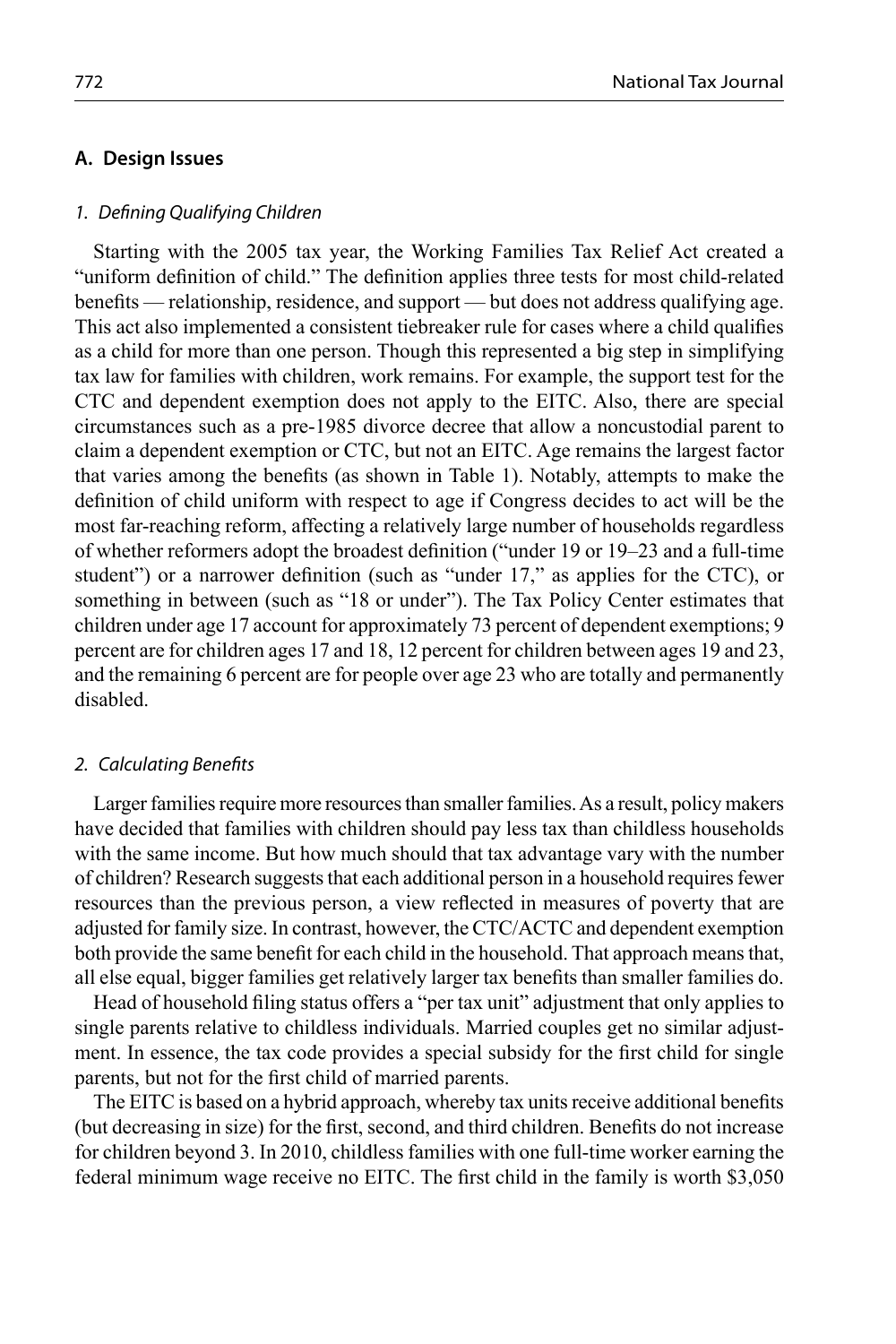### A. Design Issues

#### *1. Defining Qualifying Children*

Starting with the 2005 tax year, the Working Families Tax Relief Act created a "uniform definition of child." The definition applies three tests for most child-related benefits — relationship, residence, and support — but does not address qualifying age. This act also implemented a consistent tiebreaker rule for cases where a child qualifies as a child for more than one person. Though this represented a big step in simplifying tax law for families with children, work remains. For example, the support test for the CTC and dependent exemption does not apply to the EITC. Also, there are special circumstances such as a pre-1985 divorce decree that allow a noncustodial parent to claim a dependent exemption or CTC, but not an EITC. Age remains the largest factor that varies among the benefits (as shown in Table 1). Notably, attempts to make the definition of child uniform with respect to age if Congress decides to act will be the most far-reaching reform, affecting a relatively large number of households regardless of whether reformers adopt the broadest definition ("under 19 or 19–23 and a full-time student") or a narrower definition (such as "under 17," as applies for the CTC), or something in between (such as "18 or under"). The Tax Policy Center estimates that children under age 17 account for approximately 73 percent of dependent exemptions; 9 percent are for children ages 17 and 18, 12 percent for children between ages 19 and 23, and the remaining 6 percent are for people over age 23 who are totally and permanently disabled.

#### *2. Calculating Benefits*

Larger families require more resources than smaller families. As a result, policy makers have decided that families with children should pay less tax than childless households with the same income. But how much should that tax advantage vary with the number of children? Research suggests that each additional person in a household requires fewer resources than the previous person, a view reflected in measures of poverty that are adjusted for family size. In contrast, however, the CTC/ACTC and dependent exemption both provide the same benefit for each child in the household. That approach means that, all else equal, bigger families get relatively larger tax benefits than smaller families do.

Head of household filing status offers a "per tax unit" adjustment that only applies to single parents relative to childless individuals. Married couples get no similar adjustment. In essence, the tax code provides a special subsidy for the first child for single parents, but not for the first child of married parents.

The EITC is based on a hybrid approach, whereby tax units receive additional benefits (but decreasing in size) for the first, second, and third children. Benefits do not increase for children beyond 3. In 2010, childless families with one full-time worker earning the federal minimum wage receive no EITC. The first child in the family is worth $3,050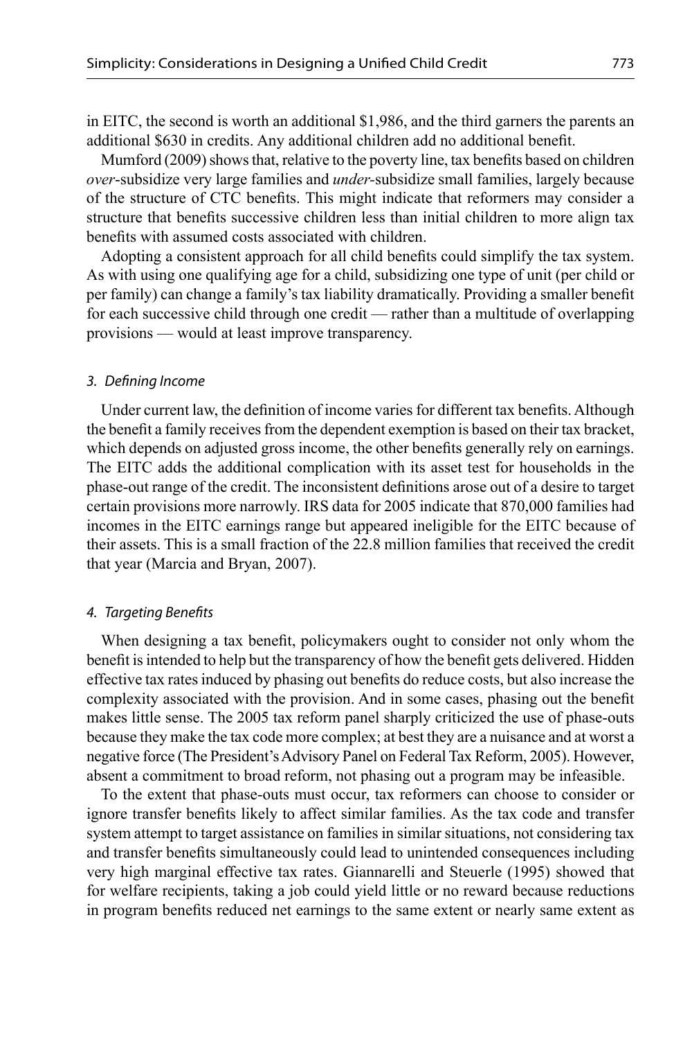in EITC, the second is worth an additional \$1,986, and the third garners the parents an additional \$630 in credits. Any additional children add no additional benefit.

Mumford (2009) shows that, relative to the poverty line, tax benefits based on children *over*-subsidize very large families and *under*-subsidize small families, largely because of the structure of CTC benefits. This might indicate that reformers may consider a structure that benefits successive children less than initial children to more align tax benefits with assumed costs associated with children.

Adopting a consistent approach for all child benefits could simplify the tax system. As with using one qualifying age for a child, subsidizing one type of unit (per child or per family) can change a family's tax liability dramatically. Providing a smaller benefit for each successive child through one credit — rather than a multitude of overlapping provisions — would at least improve transparency.

### *3. Defining Income*

Under current law, the definition of income varies for different tax benefits. Although the benefit a family receives from the dependent exemption is based on their tax bracket, which depends on adjusted gross income, the other benefits generally rely on earnings. The EITC adds the additional complication with its asset test for households in the phase-out range of the credit. The inconsistent definitions arose out of a desire to target certain provisions more narrowly. IRS data for 2005 indicate that 870,000 families had incomes in the EITC earnings range but appeared ineligible for the EITC because of their assets. This is a small fraction of the 22.8 million families that received the credit that year (Marcia and Bryan, 2007).

### *4. Targeting Benefits*

When designing a tax benefit, policymakers ought to consider not only whom the benefit is intended to help but the transparency of how the benefit gets delivered. Hidden effective tax rates induced by phasing out benefits do reduce costs, but also increase the complexity associated with the provision. And in some cases, phasing out the benefit makes little sense. The 2005 tax reform panel sharply criticized the use of phase-outs because they make the tax code more complex; at best they are a nuisance and at worst a negative force (The President's Advisory Panel on Federal Tax Reform, 2005). However, absent a commitment to broad reform, not phasing out a program may be infeasible.

To the extent that phase-outs must occur, tax reformers can choose to consider or ignore transfer benefits likely to affect similar families. As the tax code and transfer system attempt to target assistance on families in similar situations, not considering tax and transfer benefits simultaneously could lead to unintended consequences including very high marginal effective tax rates. Giannarelli and Steuerle (1995) showed that for welfare recipients, taking a job could yield little or no reward because reductions in program benefits reduced net earnings to the same extent or nearly same extent as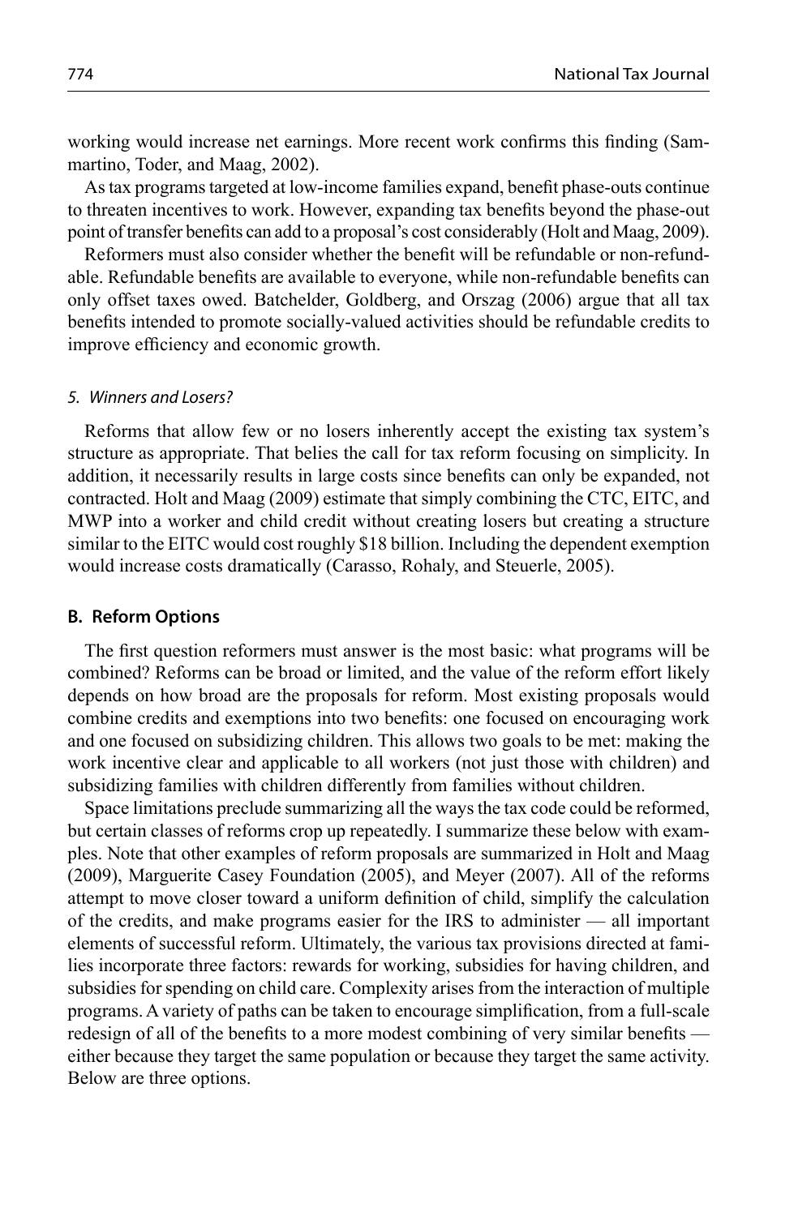working would increase net earnings. More recent work confirms this finding (Sammartino, Toder, and Maag, 2002).

As tax programs targeted at low-income families expand, benefit phase-outs continue to threaten incentives to work. However, expanding tax benefits beyond the phase-out point of transfer benefits can add to a proposal's cost considerably (Holt and Maag, 2009).

Reformers must also consider whether the benefit will be refundable or non-refundable. Refundable benefits are available to everyone, while non-refundable benefits can only offset taxes owed. Batchelder, Goldberg, and Orszag (2006) argue that all tax benefits intended to promote socially-valued activities should be refundable credits to improve efficiency and economic growth.

#### *5. Winners and Losers?*

Reforms that allow few or no losers inherently accept the existing tax system's structure as appropriate. That belies the call for tax reform focusing on simplicity. In addition, it necessarily results in large costs since benefits can only be expanded, not contracted. Holt and Maag (2009) estimate that simply combining the CTC, EITC, and MWP into a worker and child credit without creating losers but creating a structure similar to the EITC would cost roughly $18 billion. Including the dependent exemption would increase costs dramatically (Carasso, Rohaly, and Steuerle, 2005).

### **B. Reform Options**

The first question reformers must answer is the most basic: what programs will be combined? Reforms can be broad or limited, and the value of the reform effort likely depends on how broad are the proposals for reform. Most existing proposals would combine credits and exemptions into two benefits: one focused on encouraging work and one focused on subsidizing children. This allows two goals to be met: making the work incentive clear and applicable to all workers (not just those with children) and subsidizing families with children differently from families without children.

Space limitations preclude summarizing all the ways the tax code could be reformed, but certain classes of reforms crop up repeatedly. I summarize these below with examples. Note that other examples of reform proposals are summarized in Holt and Maag (2009), Marguerite Casey Foundation (2005), and Meyer (2007). All of the reforms attempt to move closer toward a uniform definition of child, simplify the calculation of the credits, and make programs easier for the IRS to administer — all important elements of successful reform. Ultimately, the various tax provisions directed at families incorporate three factors: rewards for working, subsidies for having children, and subsidies for spending on child care. Complexity arises from the interaction of multiple programs. A variety of paths can be taken to encourage simplification, from a full-scale redesign of all of the benefits to a more modest combining of very similar benefits — either because they target the same population or because they target the same activity. Below are three options.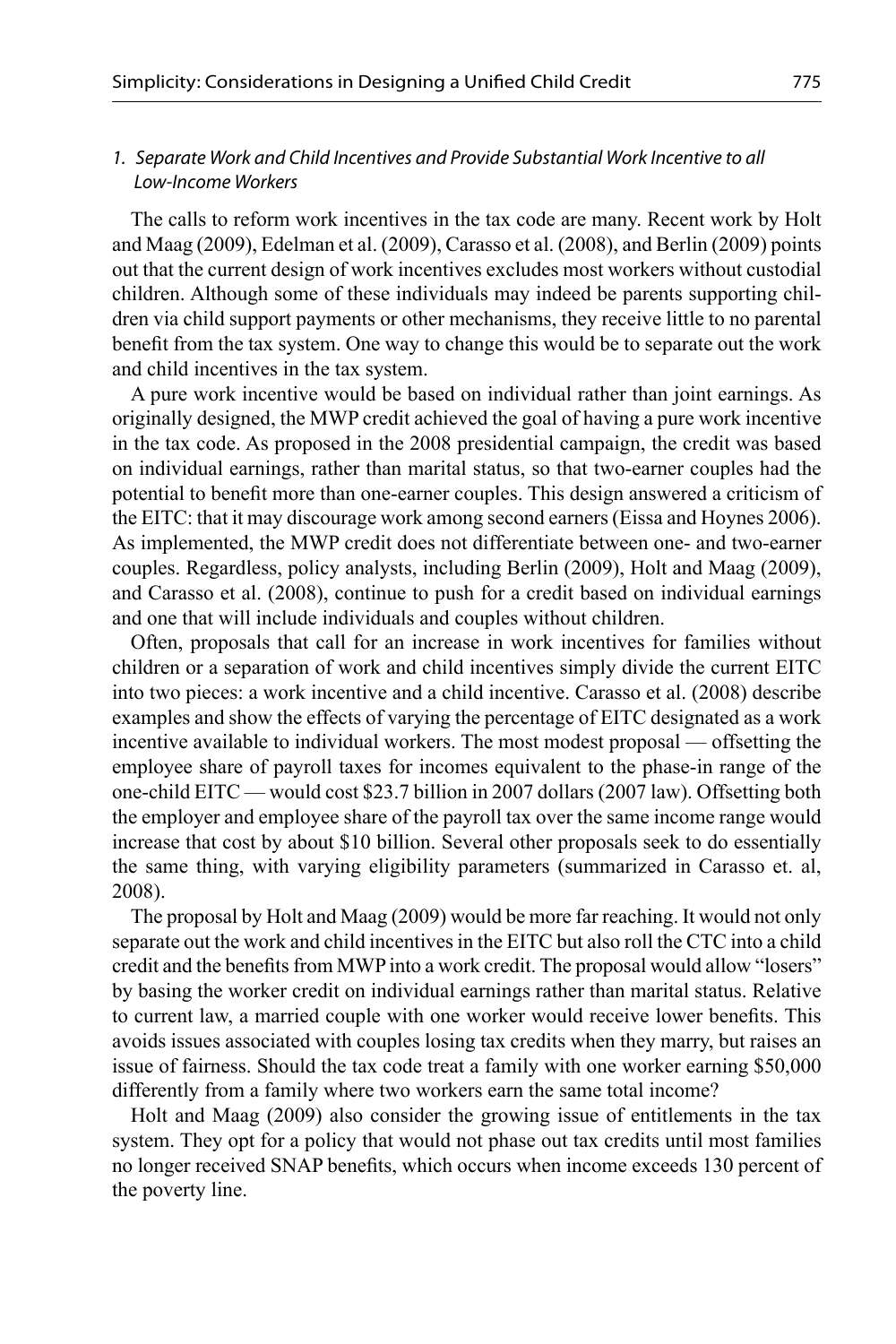### *1. Separate Work and Child Incentives and Provide Substantial Work Incentive to all Low-Income Workers*

The calls to reform work incentives in the tax code are many. Recent work by Holt and Maag (2009), Edelman et al. (2009), Carasso et al. (2008), and Berlin (2009) points out that the current design of work incentives excludes most workers without custodial children. Although some of these individuals may indeed be parents supporting children via child support payments or other mechanisms, they receive little to no parental benefit from the tax system. One way to change this would be to separate out the work and child incentives in the tax system.

A pure work incentive would be based on individual rather than joint earnings. As originally designed, the MWP credit achieved the goal of having a pure work incentive in the tax code. As proposed in the 2008 presidential campaign, the credit was based on individual earnings, rather than marital status, so that two-earner couples had the potential to benefit more than one-earner couples. This design answered a criticism of the EITC: that it may discourage work among second earners (Eissa and Hoynes 2006). As implemented, the MWP credit does not differentiate between one- and two-earner couples. Regardless, policy analysts, including Berlin (2009), Holt and Maag (2009), and Carasso et al. (2008), continue to push for a credit based on individual earnings and one that will include individuals and couples without children.

Often, proposals that call for an increase in work incentives for families without children or a separation of work and child incentives simply divide the current EITC into two pieces: a work incentive and a child incentive. Carasso et al. (2008) describe examples and show the effects of varying the percentage of EITC designated as a work incentive available to individual workers. The most modest proposal — offsetting the employee share of payroll taxes for incomes equivalent to the phase-in range of the one-child EITC — would cost $23.7 billion in 2007 dollars (2007 law). Offsetting both the employer and employee share of the payroll tax over the same income range would increase that cost by about $10 billion. Several other proposals seek to do essentially the same thing, with varying eligibility parameters (summarized in Carasso et. al, 2008).

The proposal by Holt and Maag (2009) would be more far reaching. It would not only separate out the work and child incentives in the EITC but also roll the CTC into a child credit and the benefits from MWP into a work credit. The proposal would allow "losers" by basing the worker credit on individual earnings rather than marital status. Relative to current law, a married couple with one worker would receive lower benefits. This avoids issues associated with couples losing tax credits when they marry, but raises an issue of fairness. Should the tax code treat a family with one worker earning $50,000 differently from a family where two workers earn the same total income?

Holt and Maag (2009) also consider the growing issue of entitlements in the tax system. They opt for a policy that would not phase out tax credits until most families no longer received SNAP benefits, which occurs when income exceeds 130 percent of the poverty line.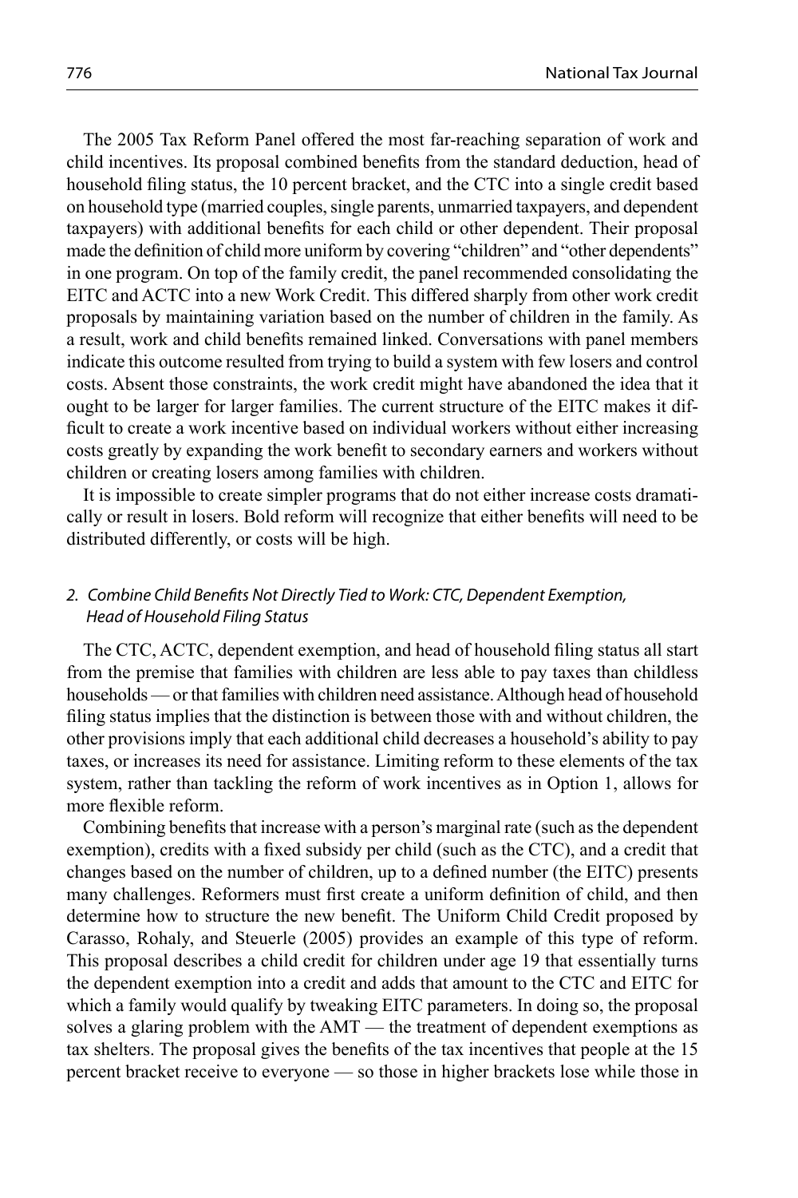The 2005 Tax Reform Panel offered the most far-reaching separation of work and child incentives. Its proposal combined benefits from the standard deduction, head of household filing status, the 10 percent bracket, and the CTC into a single credit based on household type (married couples, single parents, unmarried taxpayers, and dependent taxpayers) with additional benefits for each child or other dependent. Their proposal made the definition of child more uniform by covering "children" and "other dependents" in one program. On top of the family credit, the panel recommended consolidating the EITC and ACTC into a new Work Credit. This differed sharply from other work credit proposals by maintaining variation based on the number of children in the family. As a result, work and child benefits remained linked. Conversations with panel members indicate this outcome resulted from trying to build a system with few losers and control costs. Absent those constraints, the work credit might have abandoned the idea that it ought to be larger for larger families. The current structure of the EITC makes it difficult to create a work incentive based on individual workers without either increasing costs greatly by expanding the work benefit to secondary earners and workers without children or creating losers among families with children.

It is impossible to create simpler programs that do not either increase costs dramatically or result in losers. Bold reform will recognize that either benefits will need to be distributed differently, or costs will be high.

### *2. Combine Child Benefits Not Directly Tied to Work: CTC, Dependent Exemption, Head of Household Filing Status*

The CTC, ACTC, dependent exemption, and head of household filing status all start from the premise that families with children are less able to pay taxes than childless households — or that families with children need assistance. Although head of household filing status implies that the distinction is between those with and without children, the other provisions imply that each additional child decreases a household's ability to pay taxes, or increases its need for assistance. Limiting reform to these elements of the tax system, rather than tackling the reform of work incentives as in Option 1, allows for more flexible reform.

Combining benefits that increase with a person's marginal rate (such as the dependent exemption), credits with a fixed subsidy per child (such as the CTC), and a credit that changes based on the number of children, up to a defined number (the EITC) presents many challenges. Reformers must first create a uniform definition of child, and then determine how to structure the new benefit. The Uniform Child Credit proposed by Carasso, Rohaly, and Steuerle (2005) provides an example of this type of reform. This proposal describes a child credit for children under age 19 that essentially turns the dependent exemption into a credit and adds that amount to the CTC and EITC for which a family would qualify by tweaking EITC parameters. In doing so, the proposal solves a glaring problem with the AMT — the treatment of dependent exemptions as tax shelters. The proposal gives the benefits of the tax incentives that people at the 15 percent bracket receive to everyone — so those in higher brackets lose while those in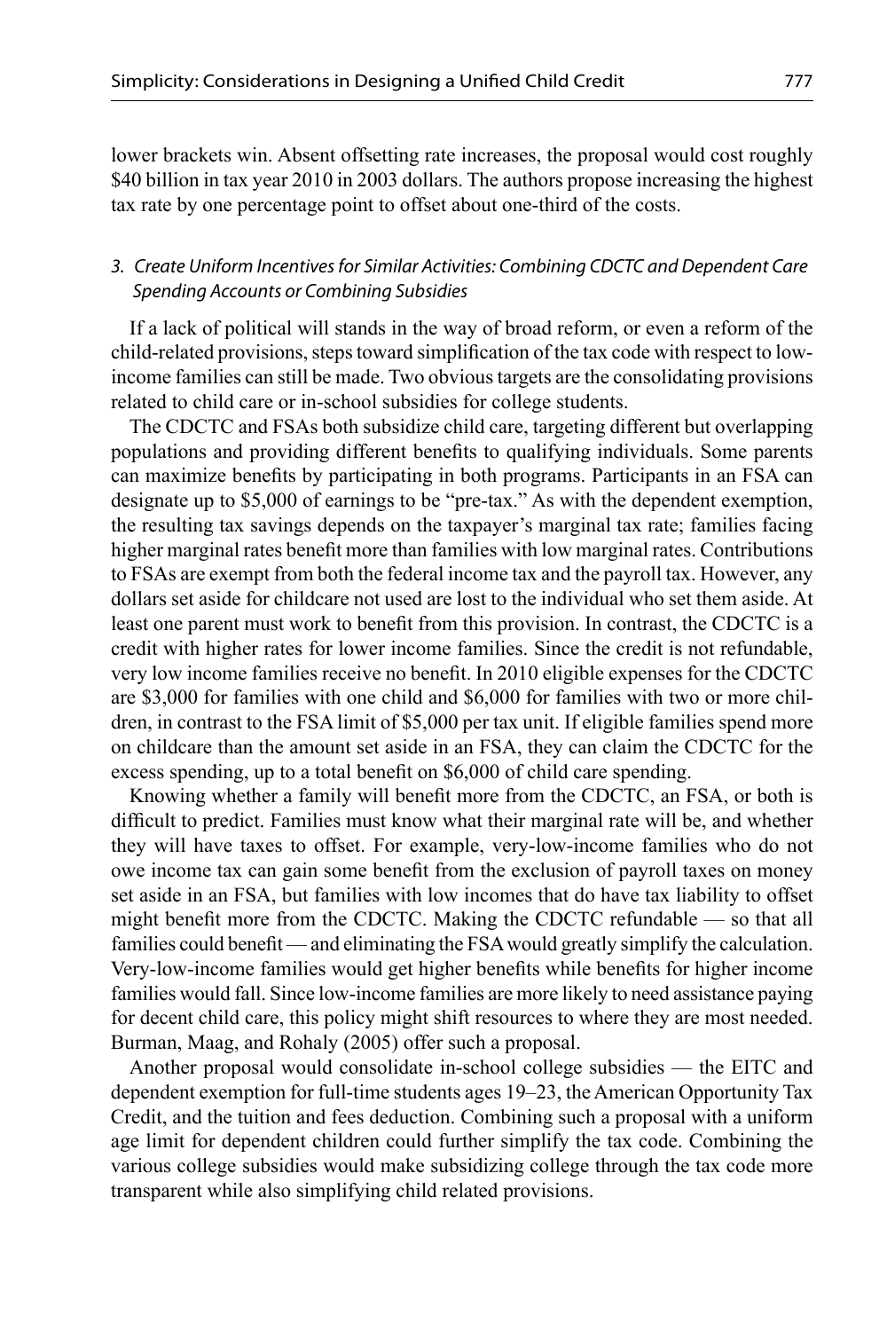lower brackets win. Absent offsetting rate increases, the proposal would cost roughly $40 billion in tax year 2010 in 2003 dollars. The authors propose increasing the highest tax rate by one percentage point to offset about one-third of the costs.

### *3. Create Uniform Incentives for Similar Activities: Combining CDCTC and Dependent Care Spending Accounts or Combining Subsidies*

If a lack of political will stands in the way of broad reform, or even a reform of the child-related provisions, steps toward simplification of the tax code with respect to low-income families can still be made. Two obvious targets are the consolidating provisions related to child care or in-school subsidies for college students.

The CDCTC and FSAs both subsidize child care, targeting different but overlapping populations and providing different benefits to qualifying individuals. Some parents can maximize benefits by participating in both programs. Participants in an FSA can designate up to $5,000 of earnings to be "pre-tax." As with the dependent exemption, the resulting tax savings depends on the taxpayer's marginal tax rate; families facing higher marginal rates benefit more than families with low marginal rates. Contributions to FSAs are exempt from both the federal income tax and the payroll tax. However, any dollars set aside for childcare not used are lost to the individual who set them aside. At least one parent must work to benefit from this provision. In contrast, the CDCTC is a credit with higher rates for lower income families. Since the credit is not refundable, very low income families receive no benefit. In 2010 eligible expenses for the CDCTC are $3,000 for families with one child and $6,000 for families with two or more children, in contrast to the FSA limit of $5,000 per tax unit. If eligible families spend more on childcare than the amount set aside in an FSA, they can claim the CDCTC for the excess spending, up to a total benefit on $6,000 of child care spending.

Knowing whether a family will benefit more from the CDCTC, an FSA, or both is difficult to predict. Families must know what their marginal rate will be, and whether they will have taxes to offset. For example, very-low-income families who do not owe income tax can gain some benefit from the exclusion of payroll taxes on money set aside in an FSA, but families with low incomes that do have tax liability to offset might benefit more from the CDCTC. Making the CDCTC refundable — so that all families could benefit — and eliminating the FSA would greatly simplify the calculation. Very-low-income families would get higher benefits while benefits for higher income families would fall. Since low-income families are more likely to need assistance paying for decent child care, this policy might shift resources to where they are most needed. Burman, Maag, and Rohaly (2005) offer such a proposal.

Another proposal would consolidate in-school college subsidies — the EITC and dependent exemption for full-time students ages 19–23, the American Opportunity Tax Credit, and the tuition and fees deduction. Combining such a proposal with a uniform age limit for dependent children could further simplify the tax code. Combining the various college subsidies would make subsidizing college through the tax code more transparent while also simplifying child related provisions.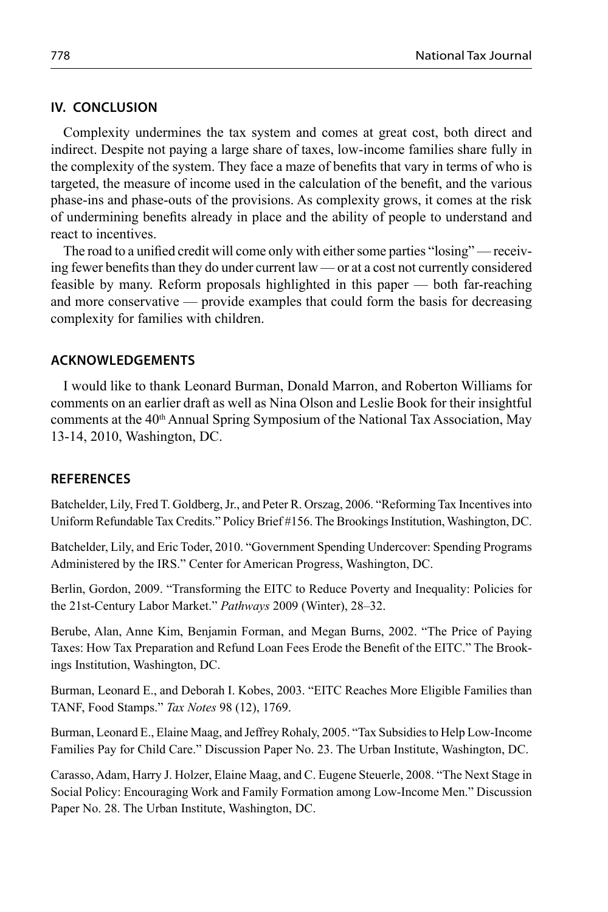## IV. CONCLUSION

Complexity undermines the tax system and comes at great cost, both direct and indirect. Despite not paying a large share of taxes, low-income families share fully in the complexity of the system. They face a maze of benefits that vary in terms of who is targeted, the measure of income used in the calculation of the benefit, and the various phase-ins and phase-outs of the provisions. As complexity grows, it comes at the risk of undermining benefits already in place and the ability of people to understand and react to incentives.

The road to a unified credit will come only with either some parties "losing" — receiving fewer benefits than they do under current law — or at a cost not currently considered feasible by many. Reform proposals highlighted in this paper — both far-reaching and more conservative — provide examples that could form the basis for decreasing complexity for families with children.

## ACKNOWLEDGEMENTS

I would like to thank Leonard Burman, Donald Marron, and Roberton Williams for comments on an earlier draft as well as Nina Olson and Leslie Book for their insightful comments at the 40th Annual Spring Symposium of the National Tax Association, May 13-14, 2010, Washington, DC.

## REFERENCES

Batchelder, Lily, Fred T. Goldberg, Jr., and Peter R. Orszag, 2006. "Reforming Tax Incentives into Uniform Refundable Tax Credits." Policy Brief #156. The Brookings Institution, Washington, DC.

Batchelder, Lily, and Eric Toder, 2010. "Government Spending Undercover: Spending Programs Administered by the IRS." Center for American Progress, Washington, DC.

Berlin, Gordon, 2009. "Transforming the EITC to Reduce Poverty and Inequality: Policies for the 21st-Century Labor Market." *Pathways* 2009 (Winter), 28–32.

Berube, Alan, Anne Kim, Benjamin Forman, and Megan Burns, 2002. "The Price of Paying Taxes: How Tax Preparation and Refund Loan Fees Erode the Benefit of the EITC." The Brookings Institution, Washington, DC.

Burman, Leonard E., and Deborah I. Kobes, 2003. "EITC Reaches More Eligible Families than TANF, Food Stamps." *Tax Notes* 98 (12), 1769.

Burman, Leonard E., Elaine Maag, and Jeffrey Rohaly, 2005. "Tax Subsidies to Help Low-Income Families Pay for Child Care." Discussion Paper No. 23. The Urban Institute, Washington, DC.

Carasso, Adam, Harry J. Holzer, Elaine Maag, and C. Eugene Steuerle, 2008. "The Next Stage in Social Policy: Encouraging Work and Family Formation among Low-Income Men." Discussion Paper No. 28. The Urban Institute, Washington, DC.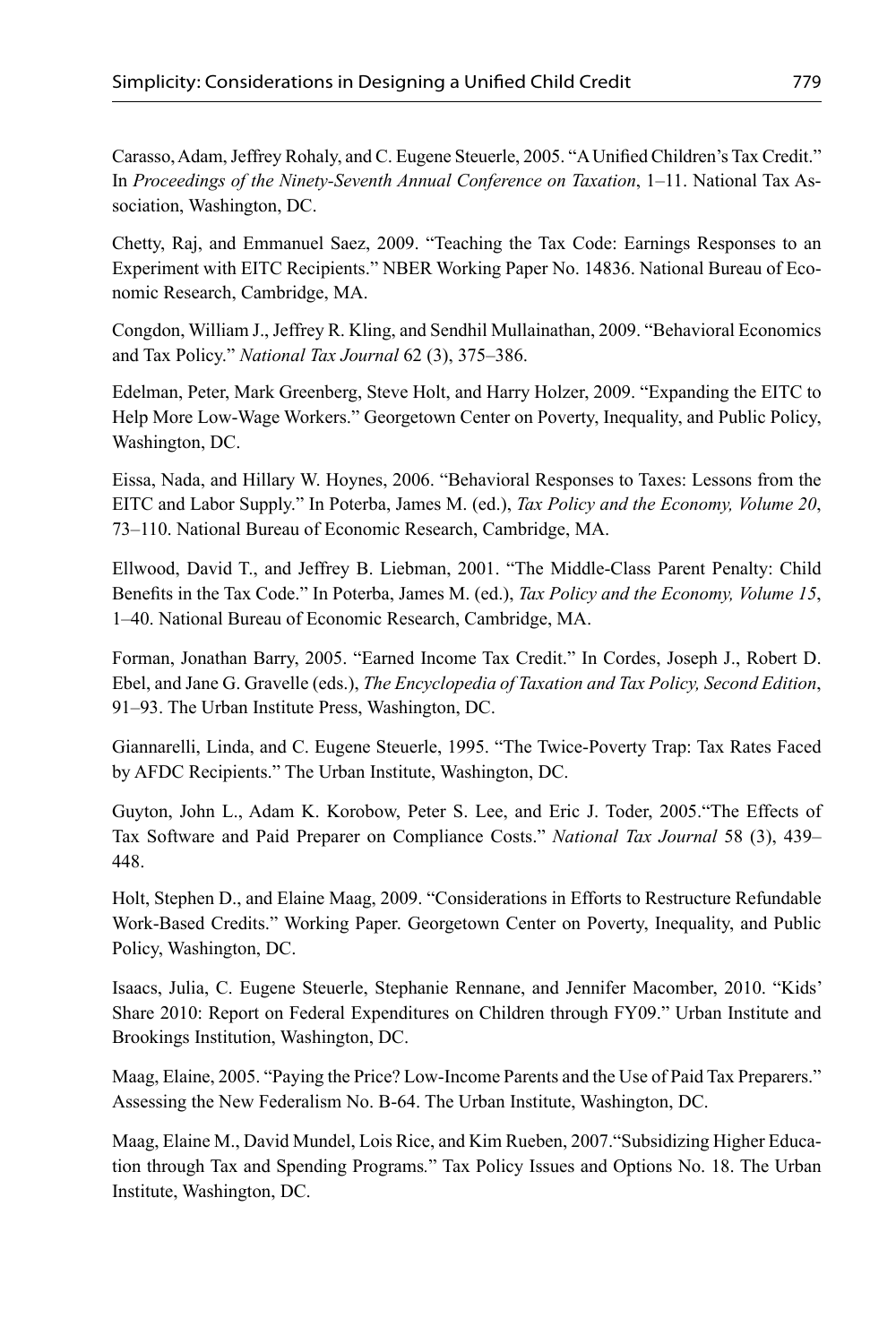Carasso, Adam, Jeffrey Rohaly, and C. Eugene Steuerle, 2005. "A Unified Children's Tax Credit." In *Proceedings of the Ninety-Seventh Annual Conference on Taxation*, 1–11. National Tax Association, Washington, DC.

Chetty, Raj, and Emmanuel Saez, 2009. "Teaching the Tax Code: Earnings Responses to an Experiment with EITC Recipients." NBER Working Paper No. 14836. National Bureau of Economic Research, Cambridge, MA.

Congdon, William J., Jeffrey R. Kling, and Sendhil Mullainathan, 2009. "Behavioral Economics and Tax Policy." *National Tax Journal* 62 (3), 375–386.

Edelman, Peter, Mark Greenberg, Steve Holt, and Harry Holzer, 2009. "Expanding the EITC to Help More Low-Wage Workers." Georgetown Center on Poverty, Inequality, and Public Policy, Washington, DC.

Eissa, Nada, and Hillary W. Hoynes, 2006. "Behavioral Responses to Taxes: Lessons from the EITC and Labor Supply." In Poterba, James M. (ed.), *Tax Policy and the Economy, Volume 20*, 73–110. National Bureau of Economic Research, Cambridge, MA.

Ellwood, David T., and Jeffrey B. Liebman, 2001. "The Middle-Class Parent Penalty: Child Benefits in the Tax Code." In Poterba, James M. (ed.), *Tax Policy and the Economy, Volume 15*, 1–40. National Bureau of Economic Research, Cambridge, MA.

Forman, Jonathan Barry, 2005. "Earned Income Tax Credit." In Cordes, Joseph J., Robert D. Ebel, and Jane G. Gravelle (eds.), *The Encyclopedia of Taxation and Tax Policy, Second Edition*, 91–93. The Urban Institute Press, Washington, DC.

Giannarelli, Linda, and C. Eugene Steuerle, 1995. "The Twice-Poverty Trap: Tax Rates Faced by AFDC Recipients." The Urban Institute, Washington, DC.

Guyton, John L., Adam K. Korobow, Peter S. Lee, and Eric J. Toder, 2005."The Effects of Tax Software and Paid Preparer on Compliance Costs." *National Tax Journal* 58 (3), 439–448.

Holt, Stephen D., and Elaine Maag, 2009. "Considerations in Efforts to Restructure Refundable Work-Based Credits." Working Paper. Georgetown Center on Poverty, Inequality, and Public Policy, Washington, DC.

Isaacs, Julia, C. Eugene Steuerle, Stephanie Rennane, and Jennifer Macomber, 2010. "Kids' Share 2010: Report on Federal Expenditures on Children through FY09." Urban Institute and Brookings Institution, Washington, DC.

Maag, Elaine, 2005. "Paying the Price? Low-Income Parents and the Use of Paid Tax Preparers." Assessing the New Federalism No. B-64. The Urban Institute, Washington, DC.

Maag, Elaine M., David Mundel, Lois Rice, and Kim Rueben, 2007."Subsidizing Higher Education through Tax and Spending Programs." Tax Policy Issues and Options No. 18. The Urban Institute, Washington, DC.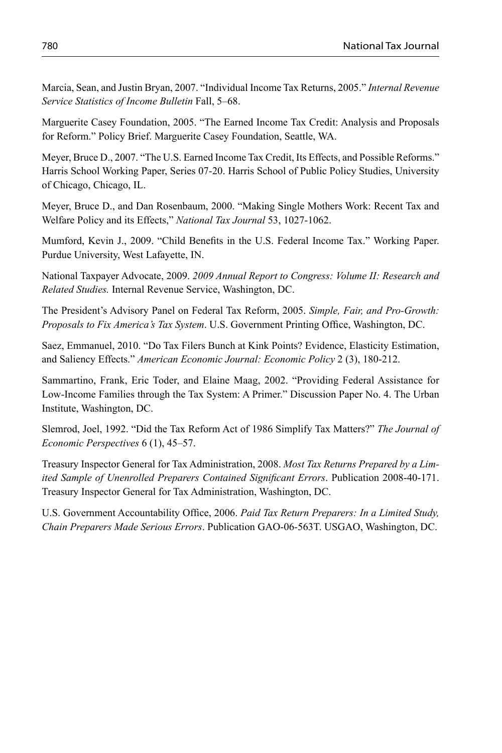Marcia, Sean, and Justin Bryan, 2007. "Individual Income Tax Returns, 2005." *Internal Revenue Service Statistics of Income Bulletin* Fall, 5–68.

Marguerite Casey Foundation, 2005. "The Earned Income Tax Credit: Analysis and Proposals for Reform." Policy Brief. Marguerite Casey Foundation, Seattle, WA.

Meyer, Bruce D., 2007. "The U.S. Earned Income Tax Credit, Its Effects, and Possible Reforms." Harris School Working Paper, Series 07-20. Harris School of Public Policy Studies, University of Chicago, Chicago, IL.

Meyer, Bruce D., and Dan Rosenbaum, 2000. "Making Single Mothers Work: Recent Tax and Welfare Policy and its Effects," *National Tax Journal* 53, 1027-1062.

Mumford, Kevin J., 2009. "Child Benefits in the U.S. Federal Income Tax." Working Paper. Purdue University, West Lafayette, IN.

National Taxpayer Advocate, 2009. *2009 Annual Report to Congress: Volume II: Research and Related Studies.* Internal Revenue Service, Washington, DC.

The President's Advisory Panel on Federal Tax Reform, 2005. *Simple, Fair, and Pro-Growth: Proposals to Fix America's Tax System*. U.S. Government Printing Office, Washington, DC.

Saez, Emmanuel, 2010. "Do Tax Filers Bunch at Kink Points? Evidence, Elasticity Estimation, and Saliency Effects." *American Economic Journal: Economic Policy* 2 (3), 180-212.

Sammartino, Frank, Eric Toder, and Elaine Maag, 2002. "Providing Federal Assistance for Low-Income Families through the Tax System: A Primer." Discussion Paper No. 4. The Urban Institute, Washington, DC.

Slemrod, Joel, 1992. "Did the Tax Reform Act of 1986 Simplify Tax Matters?" *The Journal of Economic Perspectives* 6 (1), 45–57.

Treasury Inspector General for Tax Administration, 2008. *Most Tax Returns Prepared by a Limited Sample of Unenrolled Preparers Contained Significant Errors*. Publication 2008-40-171. Treasury Inspector General for Tax Administration, Washington, DC.

U.S. Government Accountability Office, 2006. *Paid Tax Return Preparers: In a Limited Study, Chain Preparers Made Serious Errors*. Publication GAO-06-563T. USGAO, Washington, DC.